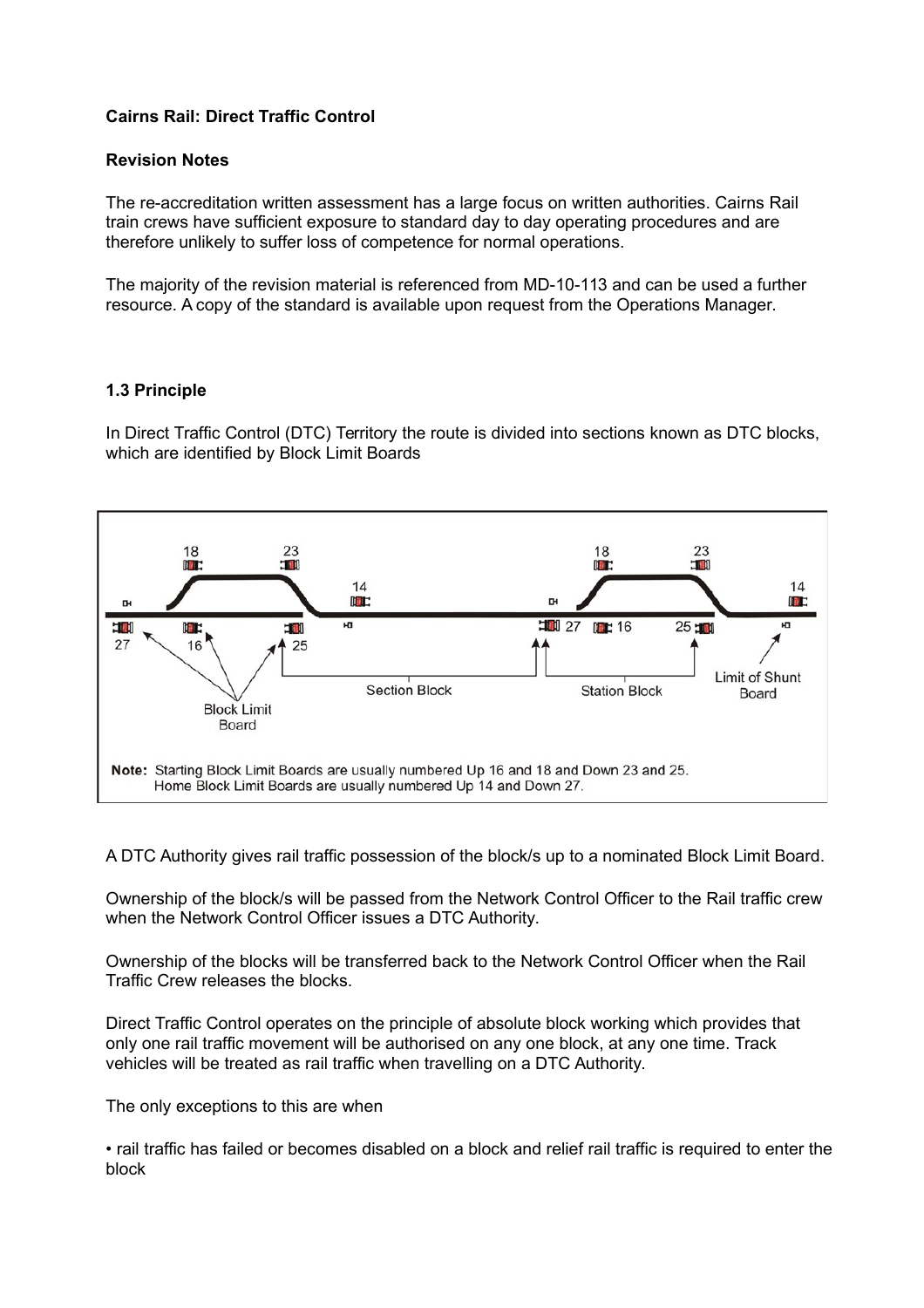**Cairns Rail: Direct Traffic Control**

**Revision Notes**

The re-accreditation written assessment has a large focus on written authorities. Cairns Rail train crews have sufficient exposure to standard day to day operating procedures and are therefore unlikely to suffer loss of competence for normal operations.

The majority of the revision material is referenced from MD-10-113 and can be used a further resource. A copy of the standard is available upon request from the Operations Manager.

**1.3 Principle**

In Direct Traffic Control (DTC) Territory the route is divided into sections known as DTC blocks, which are identified by Block Limit Boards

Note: Starting Block Limit Boards are usually numbered Up 16 and 18 and Down 23 and 25. Home Block Limit Boards are usually numbered Up 14 and Down 27.

A DTC Authority gives rail traffic possession of the block/s up to a nominated Block Limit Board.

Ownership of the block/s will be passed from the Network Control Officer to the Rail traffic crew when the Network Control Officer issues a DTC Authority.

Ownership of the blocks will be transferred back to the Network Control Officer when the Rail Traffic Crew releases the blocks.

Direct Traffic Control operates on the principle of absolute block working which provides that only one rail traffic movement will be authorised on any one block, at any one time. Track vehicles will be treated as rail traffic when travelling on a DTC Authority.

The only exceptions to this are when

- rail traffic has failed or becomes disabled on a block and relief rail traffic is required to enter the block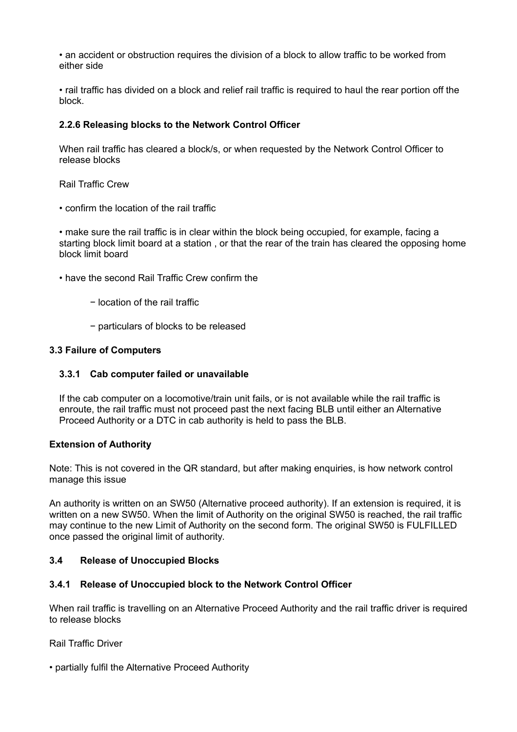- an accident or obstruction requires the division of a block to allow traffic to be worked from either side
- rail traffic has divided on a block and relief rail traffic is required to haul the rear portion off the block.

### 2.2.6 Releasing blocks to the Network Control Officer

When rail traffic has cleared a block/s, or when requested by the Network Control Officer to release blocks

Rail Traffic Crew

- confirm the location of the rail traffic
- make sure the rail traffic is in clear within the block being occupied, for example, facing a starting block limit board at a station , or that the rear of the train has cleared the opposing home block limit board
- have the second Rail Traffic Crew confirm the
  - location of the rail traffic
  - particulars of blocks to be released

## 3.3 Failure of Computers

### 3.3.1 Cab computer failed or unavailable

If the cab computer on a locomotive/train unit fails, or is not available while the rail traffic is enroute, the rail traffic must not proceed past the next facing BLB until either an Alternative Proceed Authority or a DTC in cab authority is held to pass the BLB.

**Extension of Authority**

Note: This is not covered in the QR standard, but after making enquiries, is how network control manage this issue

An authority is written on an SW50 (Alternative proceed authority). If an extension is required, it is written on a new SW50. When the limit of Authority on the original SW50 is reached, the rail traffic may continue to the new Limit of Authority on the second form. The original SW50 is FULFILLED once passed the original limit of authority.

## 3.4 Release of Unoccupied Blocks

### 3.4.1 Release of Unoccupied block to the Network Control Officer

When rail traffic is travelling on an Alternative Proceed Authority and the rail traffic driver is required to release blocks

Rail Traffic Driver

- partially fulfil the Alternative Proceed Authority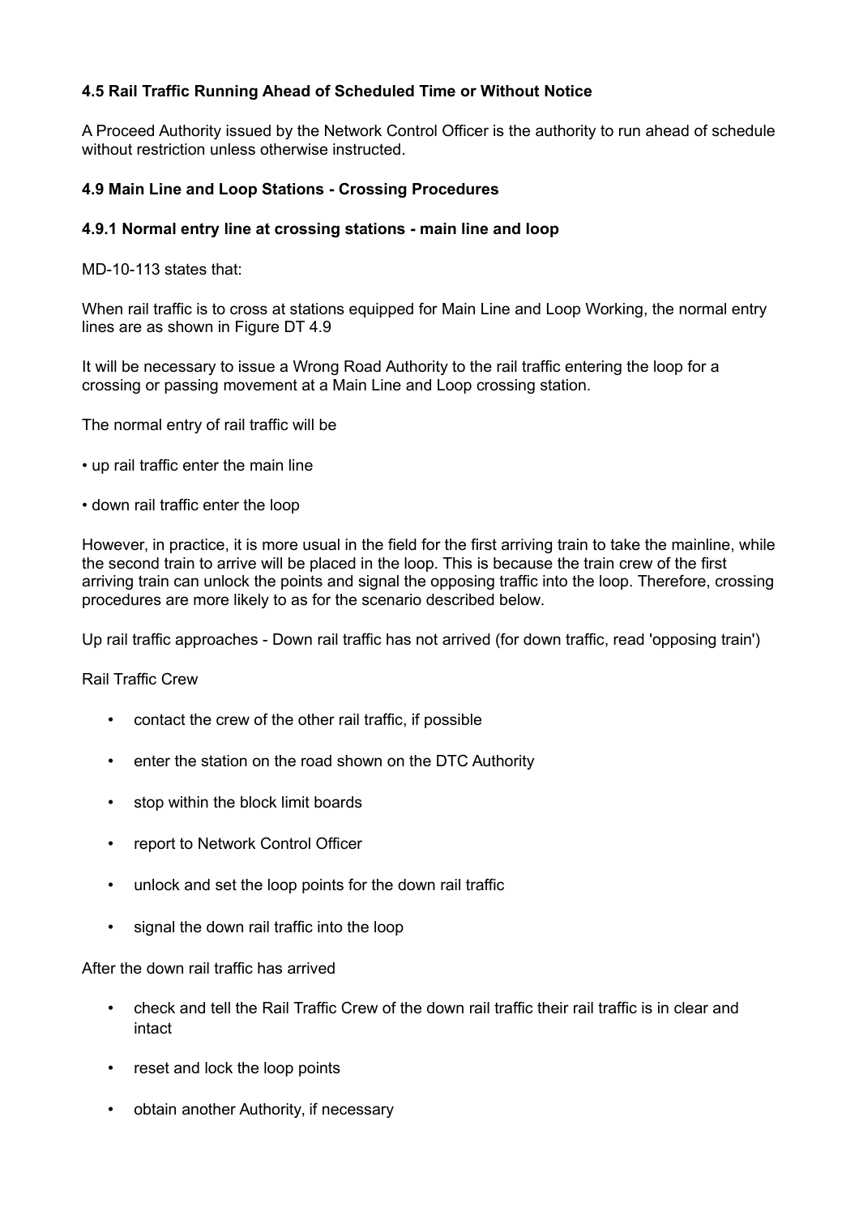#### 4.5 Rail Traffic Running Ahead of Scheduled Time or Without Notice

A Proceed Authority issued by the Network Control Officer is the authority to run ahead of schedule without restriction unless otherwise instructed.

#### 4.9 Main Line and Loop Stations - Crossing Procedures

#### 4.9.1 Normal entry line at crossing stations - main line and loop

MD-10-113 states that:

When rail traffic is to cross at stations equipped for Main Line and Loop Working, the normal entry lines are as shown in Figure DT 4.9

It will be necessary to issue a Wrong Road Authority to the rail traffic entering the loop for a crossing or passing movement at a Main Line and Loop crossing station.

The normal entry of rail traffic will be

- up rail traffic enter the main line
- down rail traffic enter the loop

However, in practice, it is more usual in the field for the first arriving train to take the mainline, while the second train to arrive will be placed in the loop. This is because the train crew of the first arriving train can unlock the points and signal the opposing traffic into the loop. Therefore, crossing procedures are more likely to as for the scenario described below.

Up rail traffic approaches - Down rail traffic has not arrived (for down traffic, read 'opposing train')

Rail Traffic Crew

- contact the crew of the other rail traffic, if possible
- enter the station on the road shown on the DTC Authority
- stop within the block limit boards
- report to Network Control Officer
- unlock and set the loop points for the down rail traffic
- signal the down rail traffic into the loop

After the down rail traffic has arrived

- check and tell the Rail Traffic Crew of the down rail traffic their rail traffic is in clear and intact
- reset and lock the loop points
- obtain another Authority, if necessary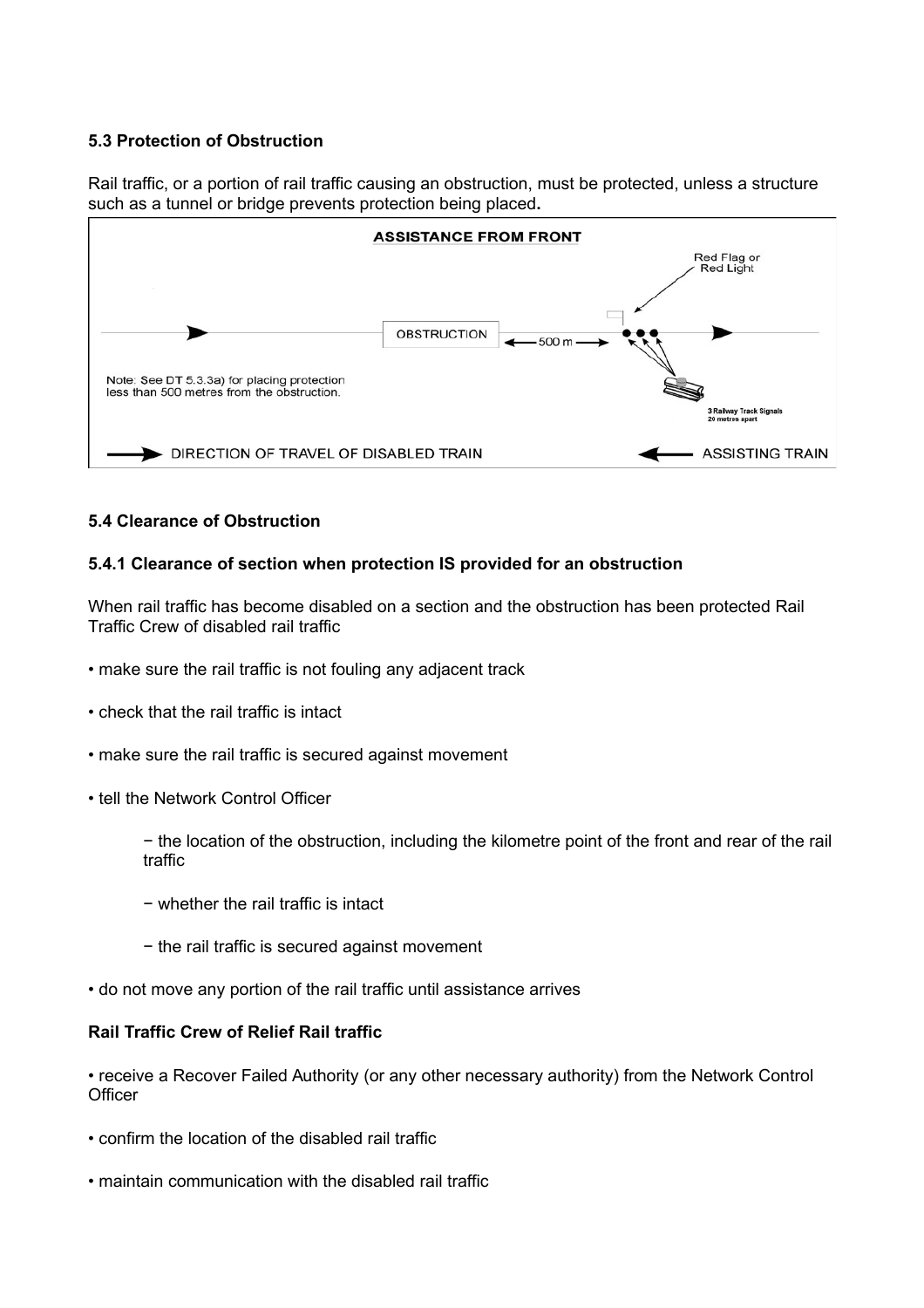### 5.3 Protection of Obstruction

Rail traffic, or a portion of rail traffic causing an obstruction, must be protected, unless a structure such as a tunnel or bridge prevents protection being placed**.**

**ASSISTANCE FROM FRONT**

Red Flag or Red Light

OBSTRUCTION ← 500 m →

Note: See DT 5.3.3a) for placing protection less than 500 metres from the obstruction.

3 Railway Track Signals 20 metres apart

→ DIRECTION OF TRAVEL OF DISABLED TRAIN ← ASSISTING TRAIN

### 5.4 Clearance of Obstruction

#### 5.4.1 Clearance of section when protection IS provided for an obstruction

When rail traffic has become disabled on a section and the obstruction has been protected Rail Traffic Crew of disabled rail traffic

- make sure the rail traffic is not fouling any adjacent track
- check that the rail traffic is intact
- make sure the rail traffic is secured against movement
- tell the Network Control Officer
  - − the location of the obstruction, including the kilometre point of the front and rear of the rail traffic
  - − whether the rail traffic is intact
  - − the rail traffic is secured against movement
- do not move any portion of the rail traffic until assistance arrives

**Rail Traffic Crew of Relief Rail traffic**

- receive a Recover Failed Authority (or any other necessary authority) from the Network Control Officer
- confirm the location of the disabled rail traffic
- maintain communication with the disabled rail traffic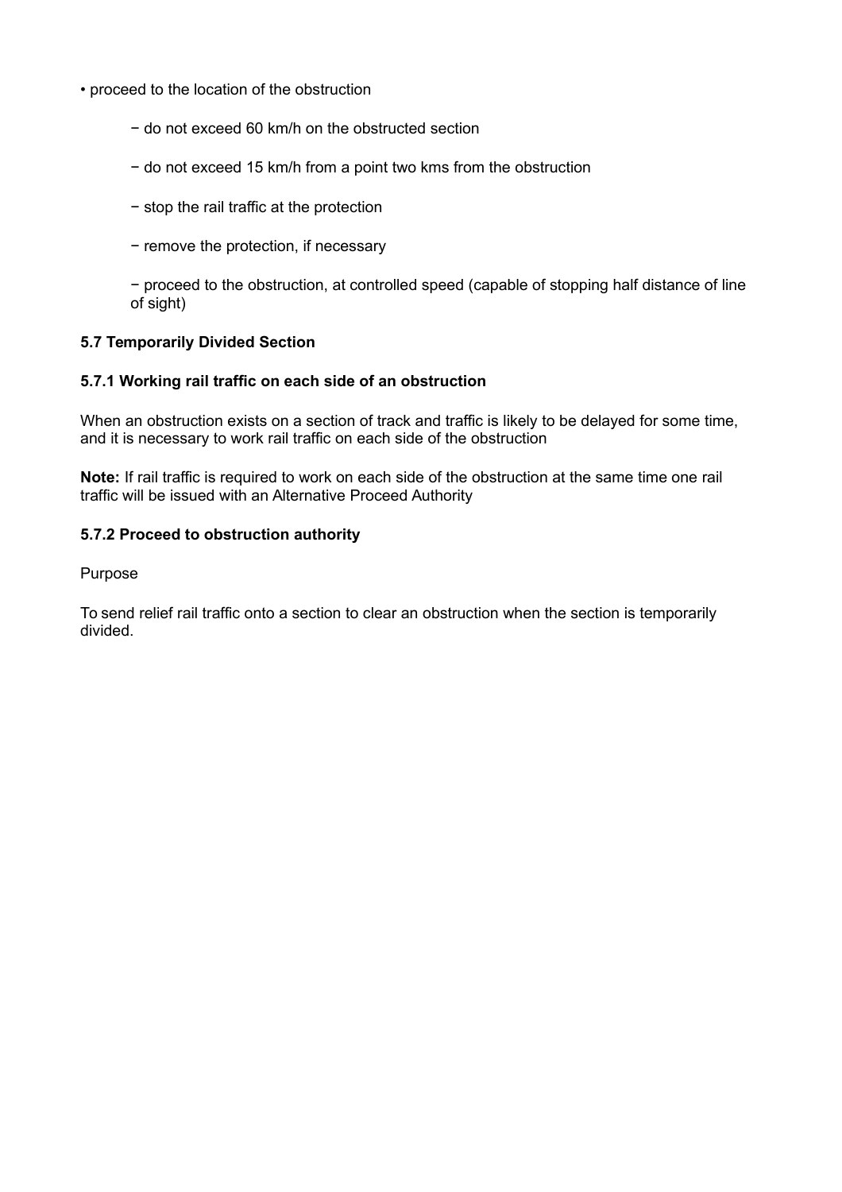- proceed to the location of the obstruction
  - − do not exceed 60 km/h on the obstructed section
  - − do not exceed 15 km/h from a point two kms from the obstruction
  - − stop the rail traffic at the protection
  - − remove the protection, if necessary
  - − proceed to the obstruction, at controlled speed (capable of stopping half distance of line of sight)

### 5.7 Temporarily Divided Section

#### 5.7.1 Working rail traffic on each side of an obstruction

When an obstruction exists on a section of track and traffic is likely to be delayed for some time, and it is necessary to work rail traffic on each side of the obstruction

**Note:** If rail traffic is required to work on each side of the obstruction at the same time one rail traffic will be issued with an Alternative Proceed Authority

#### 5.7.2 Proceed to obstruction authority

Purpose

To send relief rail traffic onto a section to clear an obstruction when the section is temporarily divided.